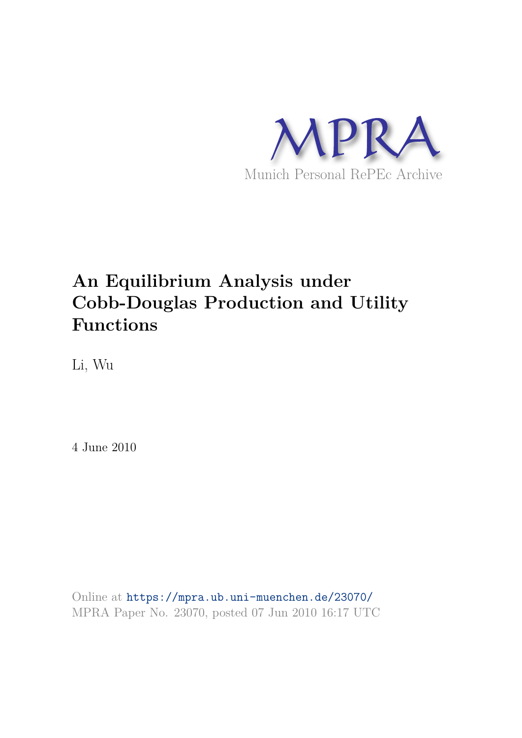MPRA

Munich Personal RePEc Archive

# An Equilibrium Analysis under Cobb-Douglas Production and Utility Functions

Li, Wu

4 June 2010

Online at https://mpra.ub.uni-muenchen.de/23070/
MPRA Paper No. 23070, posted 07 Jun 2010 16:17 UTC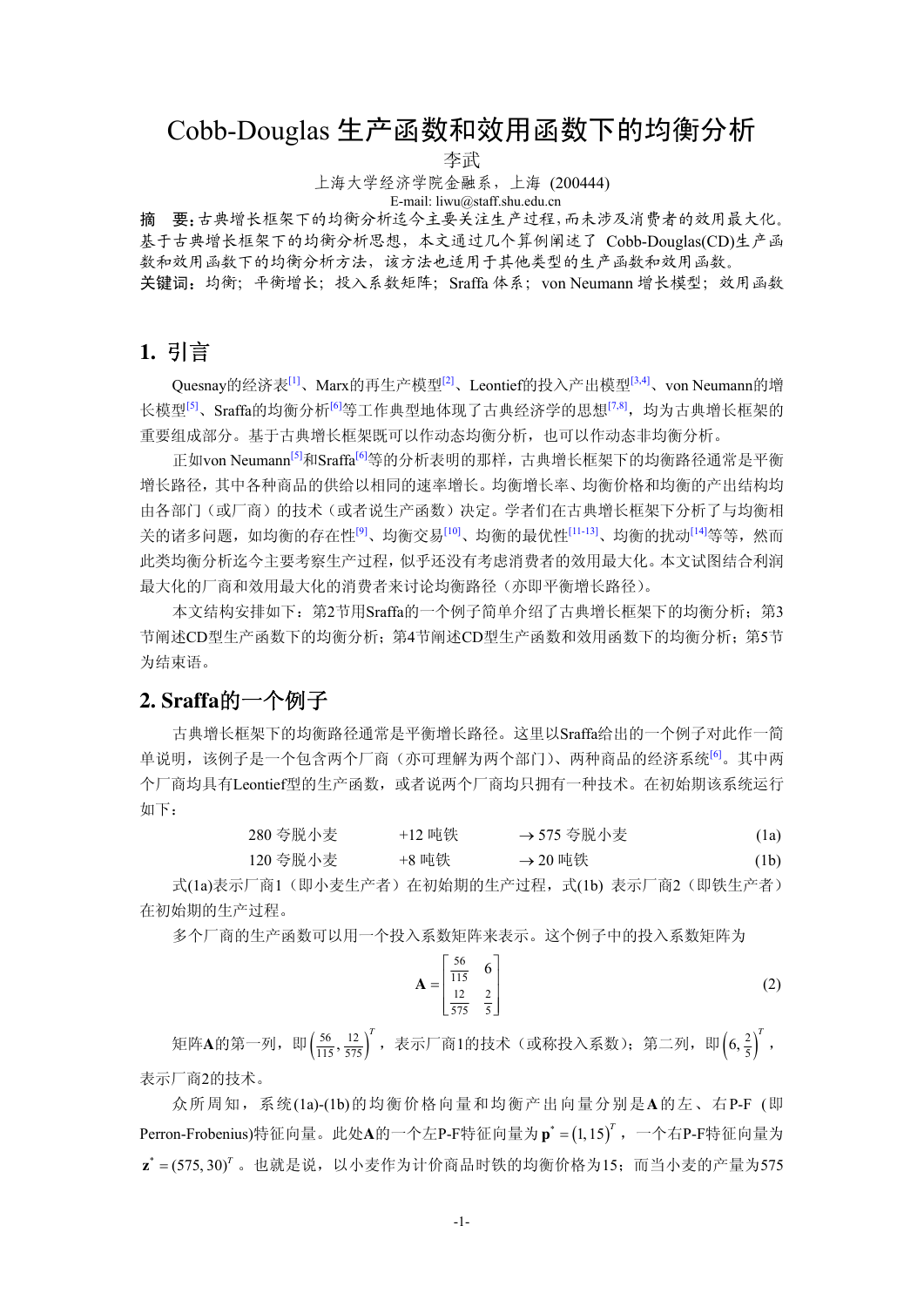# Cobb-Douglas 生产函数和效用函数下的均衡分析

李武

上海大学经济学院金融系，上海 (200444)

E-mail: liwu@staff.shu.edu.cn

**摘　要：**古典增长框架下的均衡分析迄今主要关注生产过程，而未涉及消费者的效用最大化。基于古典增长框架下的均衡分析思想，本文通过几个算例阐述了 Cobb-Douglas(CD)生产函数和效用函数下的均衡分析方法，该方法也适用于其他类型的生产函数和效用函数。

**关键词：**均衡；平衡增长；投入系数矩阵；Sraffa 体系；von Neumann 增长模型；效用函数

## 1. 引言

Quesnay的经济表[1]、Marx的再生产模型[2]、Leontief的投入产出模型[3,4]、von Neumann的增长模型[5]、Sraffa的均衡分析[6]等工作典型地体现了古典经济学的思想[7,8]，均为古典增长框架的重要组成部分。基于古典增长框架既可以作动态均衡分析，也可以作动态非均衡分析。

正如von Neumann[5]和Sraffa[6]等的分析表明的那样，古典增长框架下的均衡路径通常是平衡增长路径，其中各种商品的供给以相同的速率增长。均衡增长率、均衡价格和均衡的产出结构均由各部门（或厂商）的技术（或者说生产函数）决定。学者们在古典增长框架下分析了与均衡相关的诸多问题，如均衡的存在性[9]、均衡交易[10]、均衡的最优性[11-13]、均衡的扰动[14]等等，然而此类均衡分析迄今主要考察生产过程，似乎还没有考虑消费者的效用最大化。本文试图结合利润最大化的厂商和效用最大化的消费者来讨论均衡路径（亦即平衡增长路径）。

本文结构安排如下：第2节用Sraffa的一个例子简单介绍了古典增长框架下的均衡分析；第3节阐述CD型生产函数下的均衡分析；第4节阐述CD型生产函数和效用函数下的均衡分析；第5节为结束语。

## 2. Sraffa的一个例子

古典增长框架下的均衡路径通常是平衡增长路径。这里以Sraffa给出的一个例子对此作一简单说明，该例子是一个包含两个厂商（亦可理解为两个部门）、两种商品的经济系统[6]。其中两个厂商均具有Leontief型的生产函数，或者说两个厂商均只拥有一种技术。在初始期该系统运行如下：

$$280 \text{ 夸脱小麦} \quad +12 \text{ 吨铁} \quad \rightarrow 575 \text{ 夸脱小麦} \tag{1a}$$

$$120 \text{ 夸脱小麦} \quad +8 \text{ 吨铁} \quad \rightarrow 20 \text{ 吨铁} \tag{1b}$$

式(1a)表示厂商1（即小麦生产者）在初始期的生产过程，式(1b) 表示厂商2（即铁生产者）在初始期的生产过程。

多个厂商的生产函数可以用一个投入系数矩阵来表示。这个例子中的投入系数矩阵为

$$\mathbf{A} = \begin{bmatrix} \frac{56}{115} & 6 \\ \frac{12}{575} & \frac{2}{5} \end{bmatrix} \tag{2}$$

矩阵$\mathbf{A}$的第一列，即$\left(\frac{56}{115}, \frac{12}{575}\right)^T$，表示厂商1的技术（或称投入系数）；第二列，即$\left(6, \frac{2}{5}\right)^T$，表示厂商2的技术。

众所周知，系统(1a)-(1b)的均衡价格向量和均衡产出向量分别是$\mathbf{A}$的左、右P-F（即Perron-Frobenius)特征向量。此处$\mathbf{A}$的一个左P-F特征向量为$\mathbf{p}^* = (1, 15)^T$，一个右P-F特征向量为$\mathbf{z}^* = (575, 30)^T$。也就是说，以小麦作为计价商品时铁的均衡价格为15；而当小麦的产量为575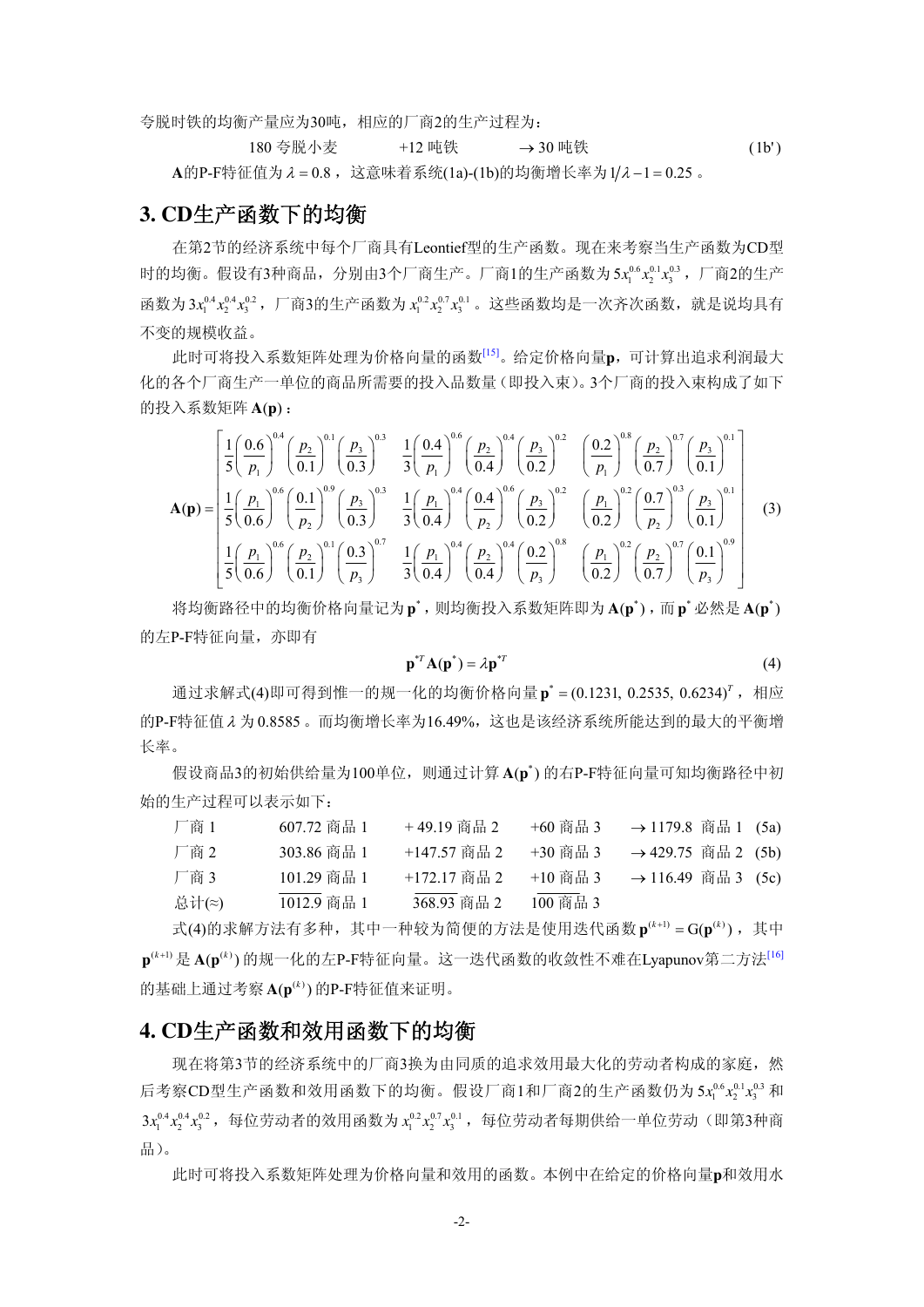夺脱时铁的均衡产量应为30吨，相应的厂商2的生产过程为：

$$180\ \text{夺脱小麦} \quad +12\ \text{吨铁} \quad \rightarrow 30\ \text{吨铁} \tag{1b'}$$

$\mathbf{A}$的P-F特征值为$\lambda = 0.8$，这意味着系统(1a)-(1b)的均衡增长率为$1/\lambda - 1 = 0.25$。

## 3. CD生产函数下的均衡

在第2节的经济系统中每个厂商具有Leontief型的生产函数。现在来考察当生产函数为CD型时的均衡。假设有3种商品，分别由3个厂商生产。厂商1的生产函数为$5x_1^{0.6}x_2^{0.1}x_3^{0.3}$，厂商2的生产函数为$3x_1^{0.4}x_2^{0.4}x_3^{0.2}$，厂商3的生产函数为$x_1^{0.2}x_2^{0.7}x_3^{0.1}$。这些函数均是一次齐次函数，就是说均具有不变的规模收益。

此时可将投入系数矩阵处理为价格向量的函数[15]。给定价格向量$\mathbf{p}$，可计算出追求利润最大化的各个厂商生产一单位的商品所需要的投入品数量（即投入束）。3个厂商的投入束构成了如下的投入系数矩阵$\mathbf{A}(\mathbf{p})$：

$$\mathbf{A}(\mathbf{p}) = \begin{bmatrix} \frac{1}{5}\left(\frac{0.6}{p_1}\right)^{0.4}\left(\frac{p_2}{0.1}\right)^{0.1}\left(\frac{p_3}{0.3}\right)^{0.3} & \frac{1}{3}\left(\frac{0.4}{p_1}\right)^{0.6}\left(\frac{p_2}{0.4}\right)^{0.4}\left(\frac{p_3}{0.2}\right)^{0.2} & \left(\frac{0.2}{p_1}\right)^{0.8}\left(\frac{p_2}{0.7}\right)^{0.7}\left(\frac{p_3}{0.1}\right)^{0.1} \\ \frac{1}{5}\left(\frac{p_1}{0.6}\right)^{0.6}\left(\frac{0.1}{p_2}\right)^{0.9}\left(\frac{p_3}{0.3}\right)^{0.3} & \frac{1}{3}\left(\frac{p_1}{0.4}\right)^{0.4}\left(\frac{0.4}{p_2}\right)^{0.6}\left(\frac{p_3}{0.2}\right)^{0.2} & \left(\frac{p_1}{0.2}\right)^{0.2}\left(\frac{0.7}{p_2}\right)^{0.3}\left(\frac{p_3}{0.1}\right)^{0.1} \\ \frac{1}{5}\left(\frac{p_1}{0.6}\right)^{0.6}\left(\frac{p_2}{0.1}\right)^{0.1}\left(\frac{0.3}{p_3}\right)^{0.7} & \frac{1}{3}\left(\frac{p_1}{0.4}\right)^{0.4}\left(\frac{p_2}{0.4}\right)^{0.4}\left(\frac{0.2}{p_3}\right)^{0.8} & \left(\frac{p_1}{0.2}\right)^{0.2}\left(\frac{p_2}{0.7}\right)^{0.7}\left(\frac{0.1}{p_3}\right)^{0.9} \end{bmatrix} \tag{3}$$

将均衡路径中的均衡价格向量记为$\mathbf{p}^*$，则均衡投入系数矩阵即为$\mathbf{A}(\mathbf{p}^*)$，而$\mathbf{p}^*$必然是$\mathbf{A}(\mathbf{p}^*)$的左P-F特征向量，亦即有

$$\mathbf{p}^{*T}\mathbf{A}(\mathbf{p}^*) = \lambda \mathbf{p}^{*T} \tag{4}$$

通过求解式(4)即可得到惟一的规一化的均衡价格向量$\mathbf{p}^* = (0.1231,\ 0.2535,\ 0.6234)^T$，相应的P-F特征值$\lambda$为0.8585。而均衡增长率为16.49%，这也是该经济系统所能达到的最大的平衡增长率。

假设商品3的初始供给量为100单位，则通过计算$\mathbf{A}(\mathbf{p}^*)$的右P-F特征向量可知均衡路径中初始的生产过程可以表示如下：

| | | | | | |
|---|---|---|---|---|---|
| 厂商 1 | 607.72 商品 1 | + 49.19 商品 2 | +60 商品 3 | $\rightarrow$ 1179.8 商品 1 | (5a) |
| 厂商 2 | 303.86 商品 1 | +147.57 商品 2 | +30 商品 3 | $\rightarrow$ 429.75 商品 2 | (5b) |
| 厂商 3 | 101.29 商品 1 | +172.17 商品 2 | +10 商品 3 | $\rightarrow$ 116.49 商品 3 | (5c) |
| 总计(≈) | 1012.9 商品 1 | 368.93 商品 2 | 100 商品 3 | | |

式(4)的求解方法有多种，其中一种较为简便的方法是使用迭代函数$\mathbf{p}^{(k+1)} = \mathrm{G}(\mathbf{p}^{(k)})$，其中$\mathbf{p}^{(k+1)}$是$\mathbf{A}(\mathbf{p}^{(k)})$的规一化的左P-F特征向量。这一迭代函数的收敛性不难在Lyapunov第二方法[16]的基础上通过考察$\mathbf{A}(\mathbf{p}^{(k)})$的P-F特征值来证明。

## 4. CD生产函数和效用函数下的均衡

现在将第3节的经济系统中的厂商3换为由同质的追求效用最大化的劳动者构成的家庭，然后考察CD型生产函数和效用函数下的均衡。假设厂商1和厂商2的生产函数仍为$5x_1^{0.6}x_2^{0.1}x_3^{0.3}$和$3x_1^{0.4}x_2^{0.4}x_3^{0.2}$，每位劳动者的效用函数为$x_1^{0.2}x_2^{0.7}x_3^{0.1}$，每位劳动者每期供给一单位劳动（即第3种商品）。

此时可将投入系数矩阵处理为价格向量和效用的函数。本例中在给定的价格向量$\mathbf{p}$和效用水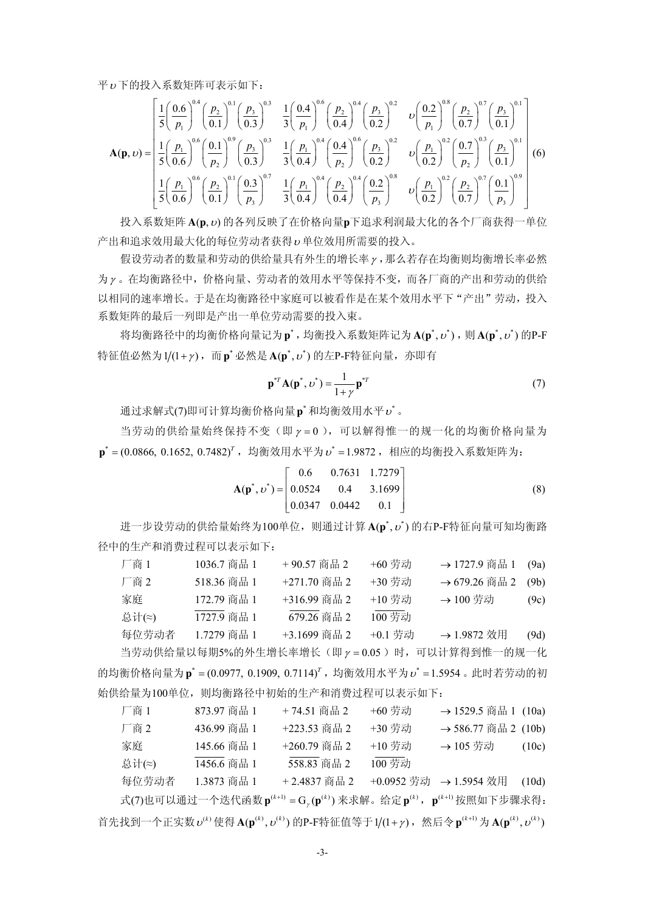平 $\upsilon$ 下的投入系数矩阵可表示如下：

$$
\mathbf{A}(\mathbf{p},\upsilon)=\begin{bmatrix}
\frac{1}{5}\left(\frac{0.6}{p_1}\right)^{0.4}\left(\frac{p_2}{0.1}\right)^{0.1}\left(\frac{p_3}{0.3}\right)^{0.3} & \frac{1}{3}\left(\frac{0.4}{p_1}\right)^{0.6}\left(\frac{p_2}{0.4}\right)^{0.4}\left(\frac{p_3}{0.2}\right)^{0.2} & \upsilon\left(\frac{0.2}{p_1}\right)^{0.8}\left(\frac{p_2}{0.7}\right)^{0.7}\left(\frac{p_3}{0.1}\right)^{0.1} \\
\frac{1}{5}\left(\frac{p_1}{0.6}\right)^{0.6}\left(\frac{0.1}{p_2}\right)^{0.9}\left(\frac{p_3}{0.3}\right)^{0.3} & \frac{1}{3}\left(\frac{p_1}{0.4}\right)^{0.4}\left(\frac{0.4}{p_2}\right)^{0.6}\left(\frac{p_3}{0.2}\right)^{0.2} & \upsilon\left(\frac{p_1}{0.2}\right)^{0.2}\left(\frac{0.7}{p_2}\right)^{0.3}\left(\frac{p_3}{0.1}\right)^{0.1} \\
\frac{1}{5}\left(\frac{p_1}{0.6}\right)^{0.6}\left(\frac{p_2}{0.1}\right)^{0.1}\left(\frac{0.3}{p_3}\right)^{0.7} & \frac{1}{3}\left(\frac{p_1}{0.4}\right)^{0.4}\left(\frac{p_2}{0.4}\right)^{0.4}\left(\frac{0.2}{p_3}\right)^{0.8} & \upsilon\left(\frac{p_1}{0.2}\right)^{0.2}\left(\frac{p_2}{0.7}\right)^{0.7}\left(\frac{0.1}{p_3}\right)^{0.9}
\end{bmatrix} \tag{6}
$$

投入系数矩阵 $\mathbf{A}(\mathbf{p},\upsilon)$ 的各列反映了在价格向量 $\mathbf{p}$ 下追求利润最大化的各个厂商获得一单位产出和追求效用最大化的每位劳动者获得 $\upsilon$ 单位效用所需要的投入。

假设劳动者的数量和劳动的供给量具有外生的增长率 $\gamma$，那么若存在均衡则均衡增长率必然为 $\gamma$。在均衡路径中，价格向量、劳动者的效用水平等保持不变，而各厂商的产出和劳动的供给以相同的速率增长。于是在均衡路径中家庭可以被看作是在某个效用水平下"产出"劳动，投入系数矩阵的最后一列即是产出一单位劳动需要的投入束。

将均衡路径中的均衡价格向量记为 $\mathbf{p}^*$，均衡投入系数矩阵记为 $\mathbf{A}(\mathbf{p}^*,\upsilon^*)$，则 $\mathbf{A}(\mathbf{p}^*,\upsilon^*)$ 的P-F特征值必然为 $1/(1+\gamma)$，而 $\mathbf{p}^*$ 必然是 $\mathbf{A}(\mathbf{p}^*,\upsilon^*)$ 的左P-F特征向量，亦即有

$$
\mathbf{p}^{*T}\mathbf{A}(\mathbf{p}^*,\upsilon^*)=\frac{1}{1+\gamma}\mathbf{p}^{*T} \tag{7}
$$

通过求解式(7)即可计算均衡价格向量 $\mathbf{p}^*$ 和均衡效用水平 $\upsilon^*$。

当劳动的供给量始终保持不变（即 $\gamma=0$），可以解得惟一的规一化的均衡价格向量为 $\mathbf{p}^*=(0.0866,\ 0.1652,\ 0.7482)^T$，均衡效用水平为 $\upsilon^*=1.9872$，相应的均衡投入系数矩阵为：

$$
\mathbf{A}(\mathbf{p}^*,\upsilon^*)=\begin{bmatrix}
0.6 & 0.7631 & 1.7279 \\
0.0524 & 0.4 & 3.1699 \\
0.0347 & 0.0442 & 0.1
\end{bmatrix} \tag{8}
$$

进一步设劳动的供给量始终为100单位，则通过计算 $\mathbf{A}(\mathbf{p}^*,\upsilon^*)$ 的右P-F特征向量可知均衡路径中的生产和消费过程可以表示如下：

| | | | | | |
|---|---|---|---|---|---|
| 厂商 1 | 1036.7 商品 1 | + 90.57 商品 2 | +60 劳动 | $\rightarrow$ 1727.9 商品 1 | (9a) |
| 厂商 2 | 518.36 商品 1 | +271.70 商品 2 | +30 劳动 | $\rightarrow$ 679.26 商品 2 | (9b) |
| 家庭 | 172.79 商品 1 | +316.99 商品 2 | +10 劳动 | $\rightarrow$ 100 劳动 | (9c) |
| 总计(≈) | 1727.9 商品 1 | 679.26 商品 2 | 100 劳动 | | |
| 每位劳动者 | 1.7279 商品 1 | +3.1699 商品 2 | +0.1 劳动 | $\rightarrow$ 1.9872 效用 | (9d) |

当劳动供给量以每期5%的外生增长率增长（即 $\gamma=0.05$）时，可以计算得到惟一的规一化的均衡价格向量为 $\mathbf{p}^*=(0.0977,\ 0.1909,\ 0.7114)^T$，均衡效用水平为 $\upsilon^*=1.5954$。此时若劳动的初始供给量为100单位，则均衡路径中初始的生产和消费过程可以表示如下：

| | | | | | |
|---|---|---|---|---|---|
| 厂商 1 | 873.97 商品 1 | + 74.51 商品 2 | +60 劳动 | $\rightarrow$ 1529.5 商品 1 | (10a) |
| 厂商 2 | 436.99 商品 1 | +223.53 商品 2 | +30 劳动 | $\rightarrow$ 586.77 商品 2 | (10b) |
| 家庭 | 145.66 商品 1 | +260.79 商品 2 | +10 劳动 | $\rightarrow$ 105 劳动 | (10c) |
| 总计(≈) | 1456.6 商品 1 | 558.83 商品 2 | 100 劳动 | | |
| 每位劳动者 | 1.3873 商品 1 | + 2.4837 商品 2 | +0.0952 劳动 | $\rightarrow$ 1.5954 效用 | (10d) |

式(7)也可以通过一个迭代函数 $\mathbf{p}^{(k+1)}=\mathrm{G}_\gamma(\mathbf{p}^{(k)})$ 来求解。给定 $\mathbf{p}^{(k)}$，$\mathbf{p}^{(k+1)}$ 按照如下步骤求得：首先找到一个正实数 $\upsilon^{(k)}$ 使得 $\mathbf{A}(\mathbf{p}^{(k)},\upsilon^{(k)})$ 的P-F特征值等于 $1/(1+\gamma)$，然后令 $\mathbf{p}^{(k+1)}$ 为 $\mathbf{A}(\mathbf{p}^{(k)},\upsilon^{(k)})$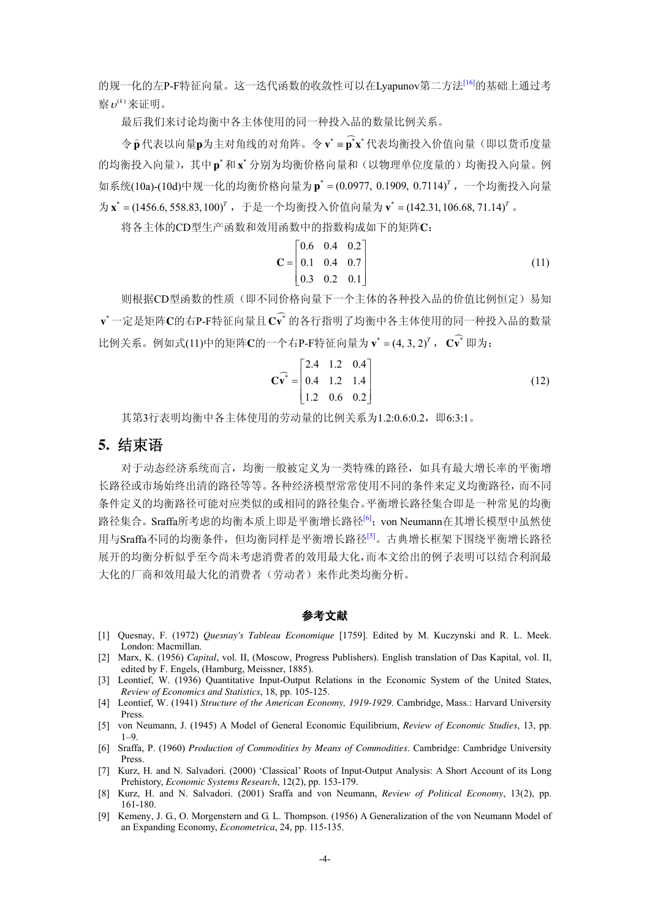的规一化的左P-F特征向量。这一迭代函数的收敛性可以在Lyapunov第二方法[16]的基础上通过考察$\upsilon^{(k)}$来证明。

最后我们来讨论均衡中各主体使用的同一种投入品的数量比例关系。

令$\widehat{\mathbf{p}}$代表以向量$\mathbf{p}$为主对角线的对角阵。令$\mathbf{v}^* \equiv \widehat{\mathbf{p}^*}\mathbf{x}^*$代表均衡投入价值向量（即以货币度量的均衡投入向量），其中$\mathbf{p}^*$和$\mathbf{x}^*$分别为均衡价格向量和（以物理单位度量的）均衡投入向量。例如系统(10a)-(10d)中规一化的均衡价格向量为$\mathbf{p}^* = (0.0977,\ 0.1909,\ 0.7114)^T$，一个均衡投入向量为$\mathbf{x}^* = (1456.6, 558.83, 100)^T$，于是一个均衡投入价值向量为$\mathbf{v}^* = (142.31, 106.68, 71.14)^T$。

将各主体的CD型生产函数和效用函数中的指数构成如下的矩阵$\mathbf{C}$：

$$\mathbf{C} = \begin{bmatrix} 0.6 & 0.4 & 0.2 \\ 0.1 & 0.4 & 0.7 \\ 0.3 & 0.2 & 0.1 \end{bmatrix} \tag{11}$$

则根据CD型函数的性质（即不同价格向量下一个主体的各种投入品的价值比例恒定）易知$\mathbf{v}^*$一定是矩阵$\mathbf{C}$的右P-F特征向量且$\mathbf{C}\widehat{\mathbf{v}^*}$的各行指明了均衡中各主体使用的同一种投入品的数量比例关系。例如式(11)中的矩阵$\mathbf{C}$的一个右P-F特征向量为$\mathbf{v}^* = (4, 3, 2)^T$，$\mathbf{C}\widehat{\mathbf{v}^*}$即为：

$$\mathbf{C}\widehat{\mathbf{v}^*} = \begin{bmatrix} 2.4 & 1.2 & 0.4 \\ 0.4 & 1.2 & 1.4 \\ 1.2 & 0.6 & 0.2 \end{bmatrix} \tag{12}$$

其第3行表明均衡中各主体使用的劳动量的比例关系为1.2:0.6:0.2，即6:3:1。

## 5. 结束语

对于动态经济系统而言，均衡一般被定义为一类特殊的路径，如具有最大增长率的平衡增长路径或市场始终出清的路径等等。各种经济模型常常使用不同的条件来定义均衡路径，而不同条件定义的均衡路径可能对应类似的或相同的路径集合。平衡增长路径集合即是一种常见的均衡路径集合。Sraffa所考虑的均衡本质上即是平衡增长路径[6]；von Neumann在其增长模型中虽然使用与Sraffa不同的均衡条件，但均衡同样是平衡增长路径[5]。古典增长框架下围绕平衡增长路径展开的均衡分析似乎至今尚未考虑消费者的效用最大化，而本文给出的例子表明可以结合利润最大化的厂商和效用最大化的消费者（劳动者）来作此类均衡分析。

### 参考文献

[1] Quesnay, F. (1972) *Quesnay's Tableau Economique* [1759]. Edited by M. Kuczynski and R. L. Meek. London: Macmillan.

[2] Marx, K. (1956) *Capital*, vol. II, (Moscow, Progress Publishers). English translation of Das Kapital, vol. II, edited by F. Engels, (Hamburg, Meissner, 1885).

[3] Leontief, W. (1936) Quantitative Input-Output Relations in the Economic System of the United States, *Review of Economics and Statistics*, 18, pp. 105-125.

[4] Leontief, W. (1941) *Structure of the American Economy, 1919-1929*. Cambridge, Mass.: Harvard University Press.

[5] von Neumann, J. (1945) A Model of General Economic Equilibrium, *Review of Economic Studies*, 13, pp. 1–9.

[6] Sraffa, P. (1960) *Production of Commodities by Means of Commodities*. Cambridge: Cambridge University Press.

[7] Kurz, H. and N. Salvadori. (2000) 'Classical' Roots of Input-Output Analysis: A Short Account of its Long Prehistory, *Economic Systems Research*, 12(2), pp. 153-179.

[8] Kurz, H. and N. Salvadori. (2001) Sraffa and von Neumann, *Review of Political Economy*, 13(2), pp. 161-180.

[9] Kemeny, J. G., O. Morgenstern and G. L. Thompson. (1956) A Generalization of the von Neumann Model of an Expanding Economy, *Econometrica*, 24, pp. 115-135.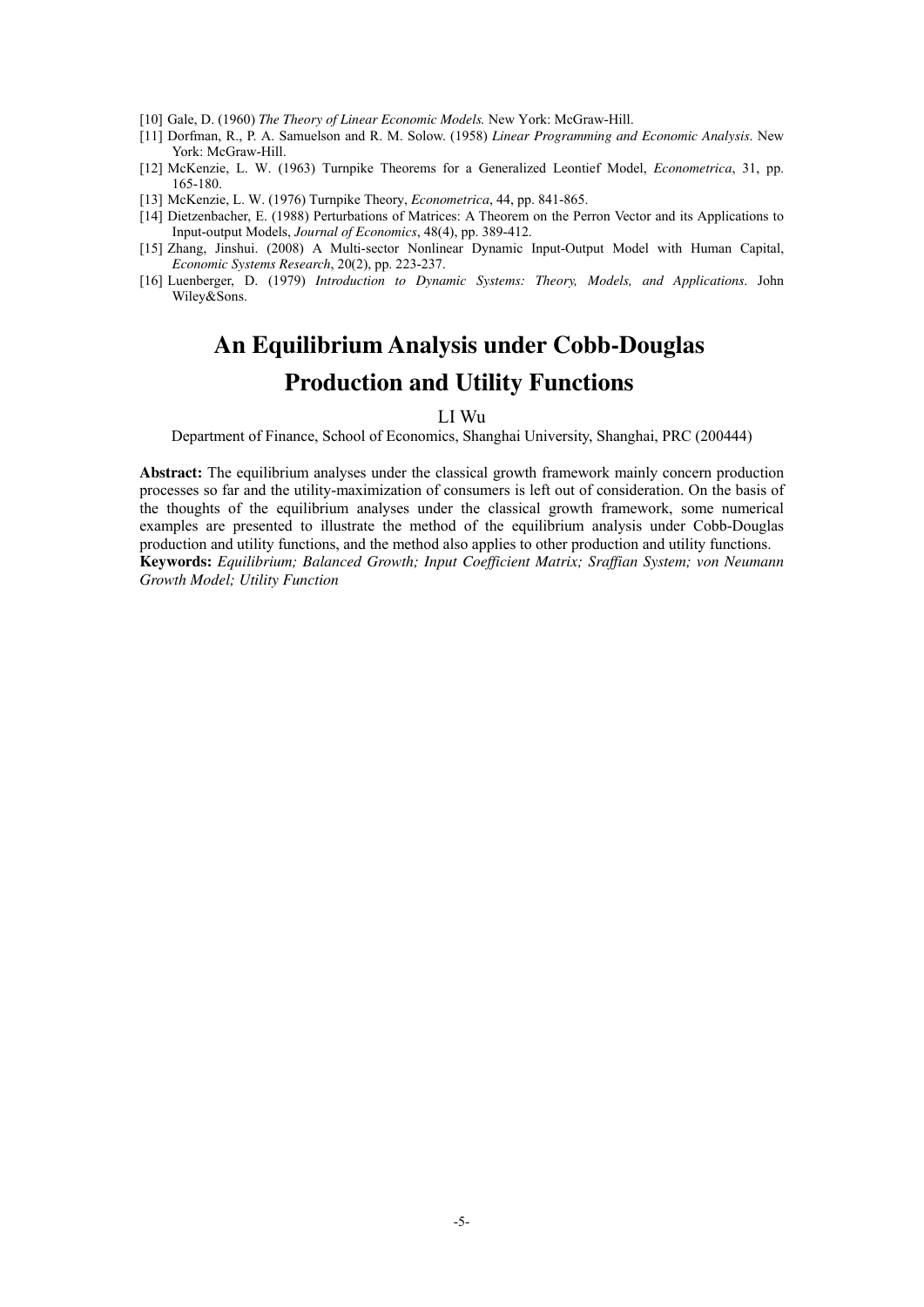[10] Gale, D. (1960) *The Theory of Linear Economic Models.* New York: McGraw-Hill.

[11] Dorfman, R., P. A. Samuelson and R. M. Solow. (1958) *Linear Programming and Economic Analysis*. New York: McGraw-Hill.

[12] McKenzie, L. W. (1963) Turnpike Theorems for a Generalized Leontief Model, *Econometrica*, 31, pp. 165-180.

[13] McKenzie, L. W. (1976) Turnpike Theory, *Econometrica*, 44, pp. 841-865.

[14] Dietzenbacher, E. (1988) Perturbations of Matrices: A Theorem on the Perron Vector and its Applications to Input-output Models, *Journal of Economics*, 48(4), pp. 389-412.

[15] Zhang, Jinshui. (2008) A Multi-sector Nonlinear Dynamic Input-Output Model with Human Capital, *Economic Systems Research*, 20(2), pp. 223-237.

[16] Luenberger, D. (1979) *Introduction to Dynamic Systems: Theory, Models, and Applications*. John Wiley&Sons.

# An Equilibrium Analysis under Cobb-Douglas Production and Utility Functions

LI Wu

Department of Finance, School of Economics, Shanghai University, Shanghai, PRC (200444)

**Abstract:** The equilibrium analyses under the classical growth framework mainly concern production processes so far and the utility-maximization of consumers is left out of consideration. On the basis of the thoughts of the equilibrium analyses under the classical growth framework, some numerical examples are presented to illustrate the method of the equilibrium analysis under Cobb-Douglas production and utility functions, and the method also applies to other production and utility functions.

**Keywords:** *Equilibrium; Balanced Growth; Input Coefficient Matrix; Sraffian System; von Neumann Growth Model; Utility Function*